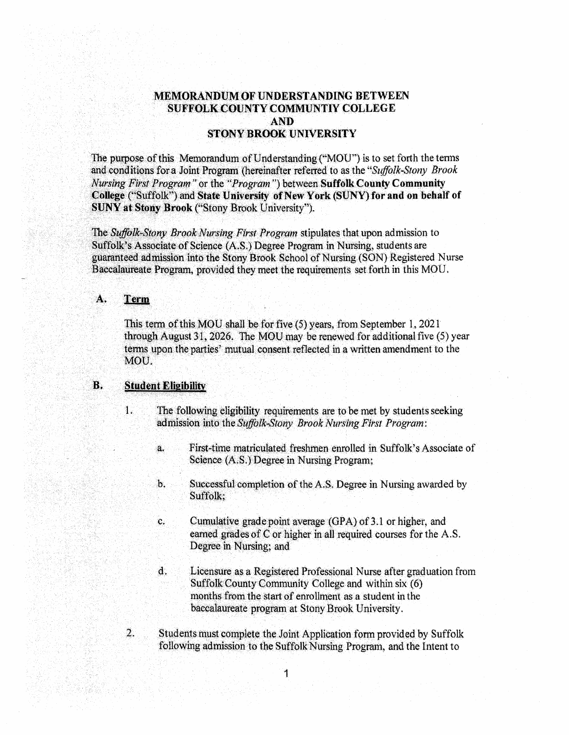# MEMORANDUM OF UNDERSTANDING BETWEEN SUFFOLK COUNTY COMMUNTIY COLLEGE AND STONY BROOK UNIVERSITY

The purpose of this Memorandum of Understanding ("MOU") is to set forth the terms and conditions for a Joint Program (hereinafter referred to as the "*Suffolk-Stony Brook Nursing First Program*" or the "*Program*") between **Suffolk County Community College** ("Suffolk") and **State University of New York (SUNY) for and on behalf of SUNY at Stony Brook** ("Stony Brook University").

The *Suffolk-Stony Brook Nursing First Program* stipulates that upon admission to Suffolk's Associate of Science (A.S.) Degree Program in Nursing, students are guaranteed admission into the Stony Brook School of Nursing (SON) Registered Nurse Baccalaureate Program, provided they meet the requirements set forth in this MOU.

## A. Term

This term of this MOU shall be for five (5) years, from September 1, 2021 through August 31, 2026. The MOU may be renewed for additional five (5) year terms upon the parties' mutual consent reflected in a written amendment to the MOU.

## B. Student Eligibility

1. The following eligibility requirements are to be met by students seeking admission into the *Suffolk-Stony Brook Nursing First Program*:

   a. First-time matriculated freshmen enrolled in Suffolk's Associate of Science (A.S.) Degree in Nursing Program;

   b. Successful completion of the A.S. Degree in Nursing awarded by Suffolk;

   c. Cumulative grade point average (GPA) of 3.1 or higher, and earned grades of C or higher in all required courses for the A.S. Degree in Nursing; and

   d. Licensure as a Registered Professional Nurse after graduation from Suffolk County Community College and within six (6) months from the start of enrollment as a student in the baccalaureate program at Stony Brook University.

2. Students must complete the Joint Application form provided by Suffolk following admission to the Suffolk Nursing Program, and the Intent to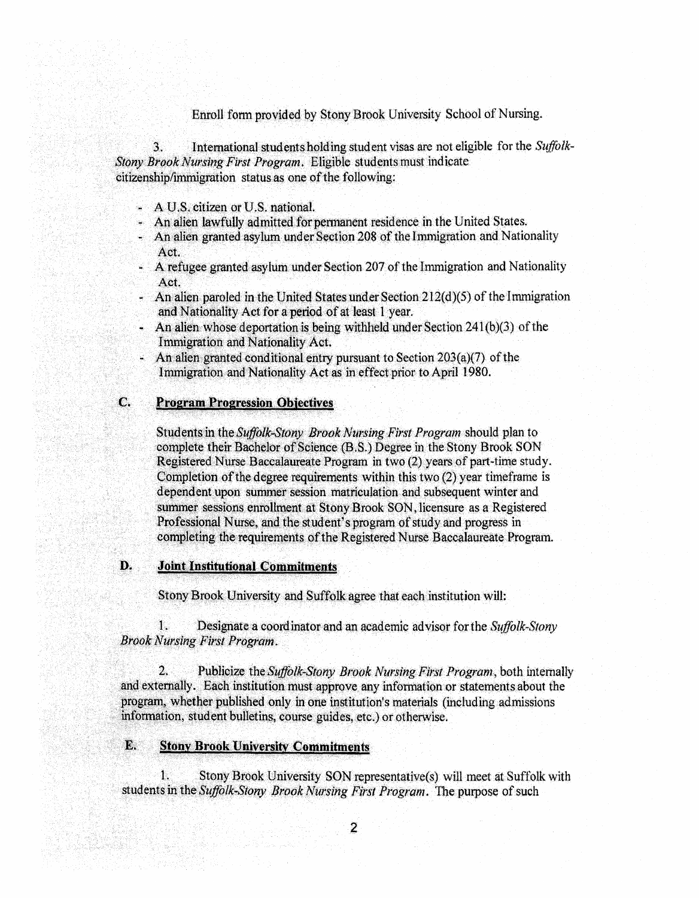Enroll form provided by Stony Brook University School of Nursing.

3. International students holding student visas are not eligible for the *Suffolk-Stony Brook Nursing First Program*. Eligible students must indicate citizenship/immigration status as one of the following:

- A U.S. citizen or U.S. national.
- An alien lawfully admitted for permanent residence in the United States.
- An alien granted asylum under Section 208 of the Immigration and Nationality Act.
- A refugee granted asylum under Section 207 of the Immigration and Nationality Act.
- An alien paroled in the United States under Section 212(d)(5) of the Immigration and Nationality Act for a period of at least 1 year.
- An alien whose deportation is being withheld under Section 241(b)(3) of the Immigration and Nationality Act.
- An alien granted conditional entry pursuant to Section 203(a)(7) of the Immigration and Nationality Act as in effect prior to April 1980.

## C. Program Progression Objectives

Students in the *Suffolk-Stony Brook Nursing First Program* should plan to complete their Bachelor of Science (B.S.) Degree in the Stony Brook SON Registered Nurse Baccalaureate Program in two (2) years of part-time study. Completion of the degree requirements within this two (2) year timeframe is dependent upon summer session matriculation and subsequent winter and summer sessions enrollment at Stony Brook SON, licensure as a Registered Professional Nurse, and the student's program of study and progress in completing the requirements of the Registered Nurse Baccalaureate Program.

## D. Joint Institutional Commitments

Stony Brook University and Suffolk agree that each institution will:

1. Designate a coordinator and an academic advisor for the *Suffolk-Stony Brook Nursing First Program*.

2. Publicize the *Suffolk-Stony Brook Nursing First Program*, both internally and externally. Each institution must approve any information or statements about the program, whether published only in one institution's materials (including admissions information, student bulletins, course guides, etc.) or otherwise.

## E. Stony Brook University Commitments

1. Stony Brook University SON representative(s) will meet at Suffolk with students in the *Suffolk-Stony Brook Nursing First Program*. The purpose of such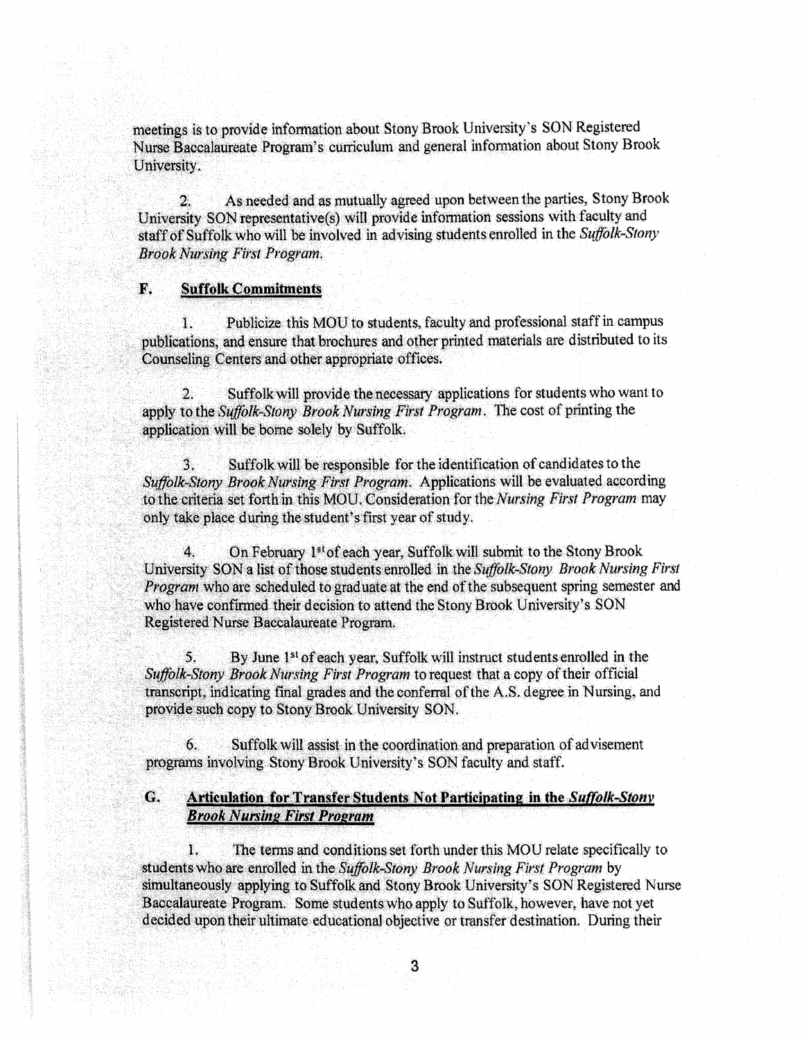meetings is to provide information about Stony Brook University's SON Registered Nurse Baccalaureate Program's curriculum and general information about Stony Brook University.

2. As needed and as mutually agreed upon between the parties, Stony Brook University SON representative(s) will provide information sessions with faculty and staff of Suffolk who will be involved in advising students enrolled in the *Suffolk-Stony Brook Nursing First Program.*

## F. Suffolk Commitments

1. Publicize this MOU to students, faculty and professional staff in campus publications, and ensure that brochures and other printed materials are distributed to its Counseling Centers and other appropriate offices.

2. Suffolk will provide the necessary applications for students who want to apply to the *Suffolk-Stony Brook Nursing First Program*. The cost of printing the application will be borne solely by Suffolk.

3. Suffolk will be responsible for the identification of candidates to the *Suffolk-Stony Brook Nursing First Program*. Applications will be evaluated according to the criteria set forth in this MOU. Consideration for the *Nursing First Program* may only take place during the student's first year of study.

4. On February 1st of each year, Suffolk will submit to the Stony Brook University SON a list of those students enrolled in the *Suffolk-Stony Brook Nursing First Program* who are scheduled to graduate at the end of the subsequent spring semester and who have confirmed their decision to attend the Stony Brook University's SON Registered Nurse Baccalaureate Program.

5. By June 1st of each year, Suffolk will instruct students enrolled in the *Suffolk-Stony Brook Nursing First Program* to request that a copy of their official transcript, indicating final grades and the conferral of the A.S. degree in Nursing, and provide such copy to Stony Brook University SON.

6. Suffolk will assist in the coordination and preparation of advisement programs involving Stony Brook University's SON faculty and staff.

## G. Articulation for Transfer Students Not Participating in the *Suffolk-Stony Brook Nursing First Program*

1. The terms and conditions set forth under this MOU relate specifically to students who are enrolled in the *Suffolk-Stony Brook Nursing First Program* by simultaneously applying to Suffolk and Stony Brook University's SON Registered Nurse Baccalaureate Program. Some students who apply to Suffolk, however, have not yet decided upon their ultimate educational objective or transfer destination. During their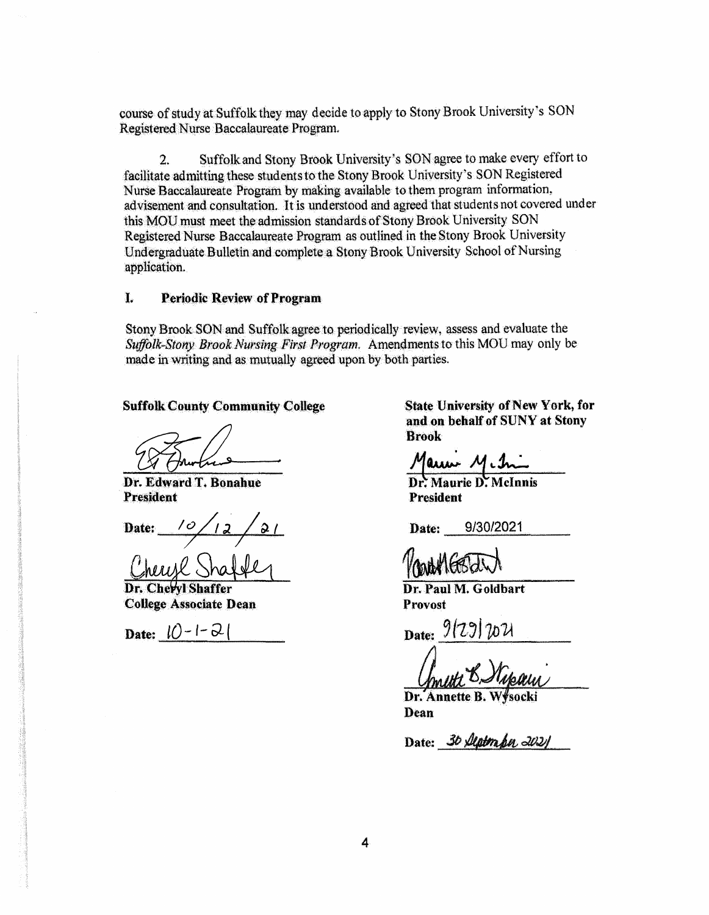course of study at Suffolk they may decide to apply to Stony Brook University's SON Registered Nurse Baccalaureate Program.

2. Suffolk and Stony Brook University's SON agree to make every effort to facilitate admitting these students to the Stony Brook University's SON Registered Nurse Baccalaureate Program by making available to them program information, advisement and consultation. It is understood and agreed that students not covered under this MOU must meet the admission standards of Stony Brook University SON Registered Nurse Baccalaureate Program as outlined in the Stony Brook University Undergraduate Bulletin and complete a Stony Brook University School of Nursing application.

## I. Periodic Review of Program

Stony Brook SON and Suffolk agree to periodically review, assess and evaluate the *Suffolk-Stony Brook Nursing First Program*. Amendments to this MOU may only be made in writing and as mutually agreed upon by both parties.

**Suffolk County Community College**

**Dr. Edward T. Bonahue**
**President**

**Date:** 10/12/21

**Dr. Cheryl Shaffer**
**College Associate Dean**

**Date:** 10-1-21

**State University of New York, for and on behalf of SUNY at Stony Brook**

**Dr. Maurie D. McInnis**
**President**

**Date:** 9/30/2021

**Dr. Paul M. Goldbart**
**Provost**

**Date:** 9/29/2021

**Dr. Annette B. Wysocki**
**Dean**

**Date:** 30 September 2021